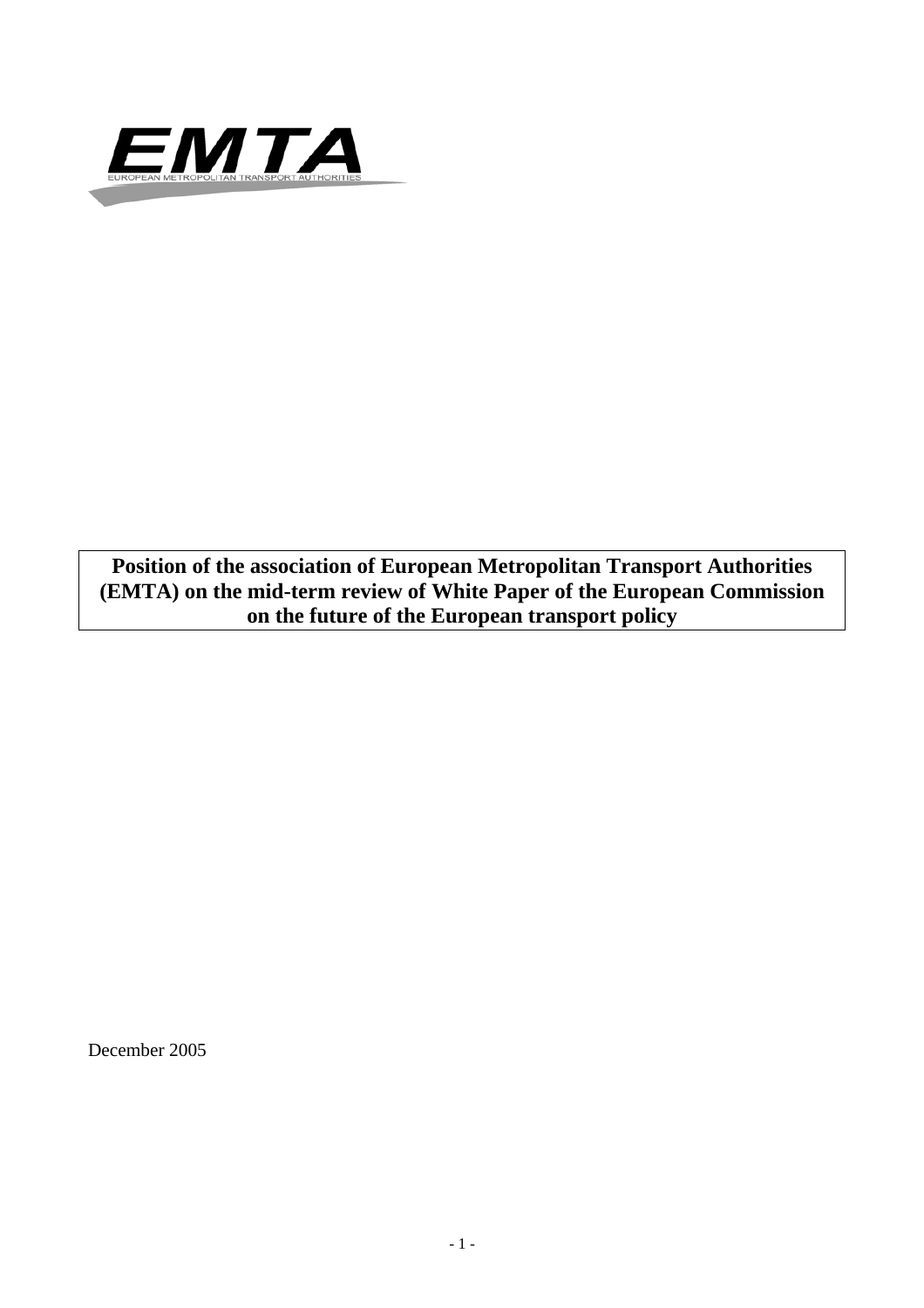EMTA

EUROPEAN METROPOLITAN TRANSPORT AUTHORITIES

**Position of the association of European Metropolitan Transport Authorities (EMTA) on the mid-term review of White Paper of the European Commission on the future of the European transport policy**

December 2005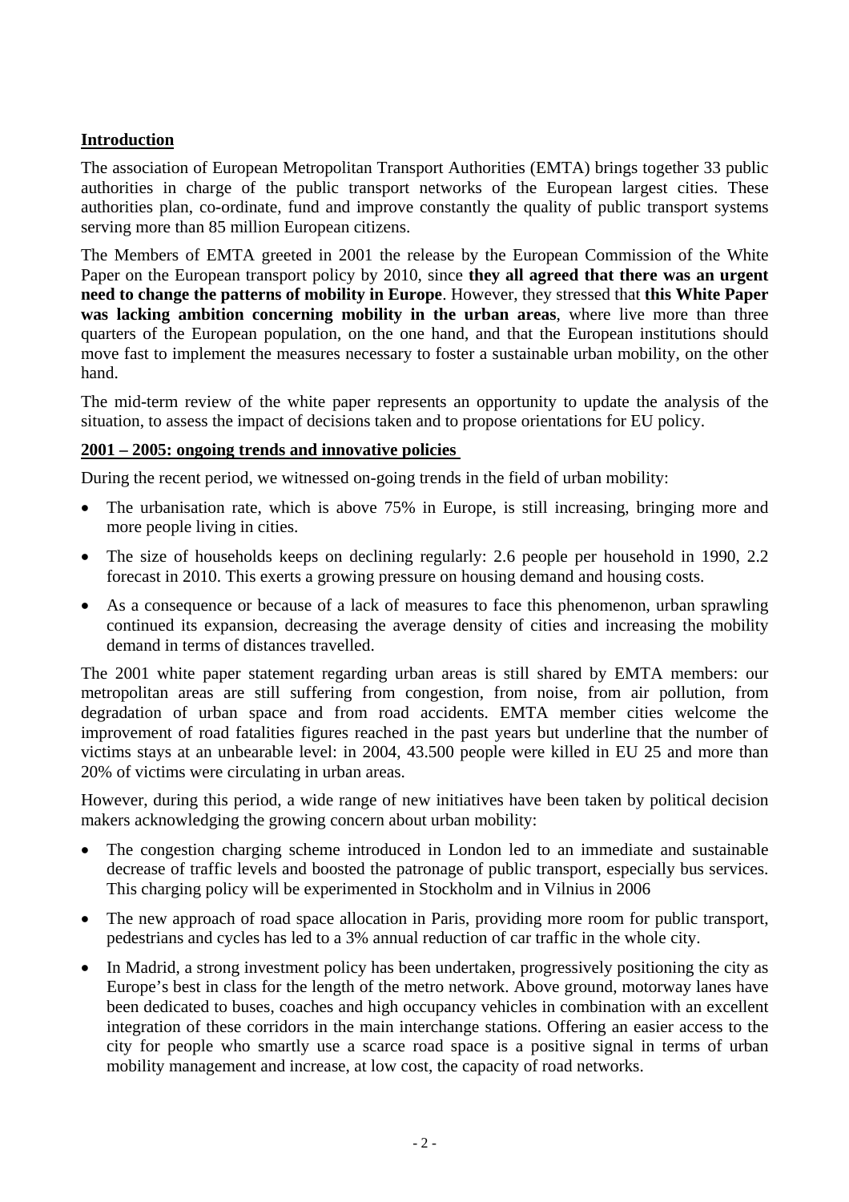## Introduction

The association of European Metropolitan Transport Authorities (EMTA) brings together 33 public authorities in charge of the public transport networks of the European largest cities. These authorities plan, co-ordinate, fund and improve constantly the quality of public transport systems serving more than 85 million European citizens.

The Members of EMTA greeted in 2001 the release by the European Commission of the White Paper on the European transport policy by 2010, since **they all agreed that there was an urgent need to change the patterns of mobility in Europe**. However, they stressed that **this White Paper was lacking ambition concerning mobility in the urban areas**, where live more than three quarters of the European population, on the one hand, and that the European institutions should move fast to implement the measures necessary to foster a sustainable urban mobility, on the other hand.

The mid-term review of the white paper represents an opportunity to update the analysis of the situation, to assess the impact of decisions taken and to propose orientations for EU policy.

## 2001 – 2005: ongoing trends and innovative policies

During the recent period, we witnessed on-going trends in the field of urban mobility:

- The urbanisation rate, which is above 75% in Europe, is still increasing, bringing more and more people living in cities.
- The size of households keeps on declining regularly: 2.6 people per household in 1990, 2.2 forecast in 2010. This exerts a growing pressure on housing demand and housing costs.
- As a consequence or because of a lack of measures to face this phenomenon, urban sprawling continued its expansion, decreasing the average density of cities and increasing the mobility demand in terms of distances travelled.

The 2001 white paper statement regarding urban areas is still shared by EMTA members: our metropolitan areas are still suffering from congestion, from noise, from air pollution, from degradation of urban space and from road accidents. EMTA member cities welcome the improvement of road fatalities figures reached in the past years but underline that the number of victims stays at an unbearable level: in 2004, 43.500 people were killed in EU 25 and more than 20% of victims were circulating in urban areas.

However, during this period, a wide range of new initiatives have been taken by political decision makers acknowledging the growing concern about urban mobility:

- The congestion charging scheme introduced in London led to an immediate and sustainable decrease of traffic levels and boosted the patronage of public transport, especially bus services. This charging policy will be experimented in Stockholm and in Vilnius in 2006
- The new approach of road space allocation in Paris, providing more room for public transport, pedestrians and cycles has led to a 3% annual reduction of car traffic in the whole city.
- In Madrid, a strong investment policy has been undertaken, progressively positioning the city as Europe's best in class for the length of the metro network. Above ground, motorway lanes have been dedicated to buses, coaches and high occupancy vehicles in combination with an excellent integration of these corridors in the main interchange stations. Offering an easier access to the city for people who smartly use a scarce road space is a positive signal in terms of urban mobility management and increase, at low cost, the capacity of road networks.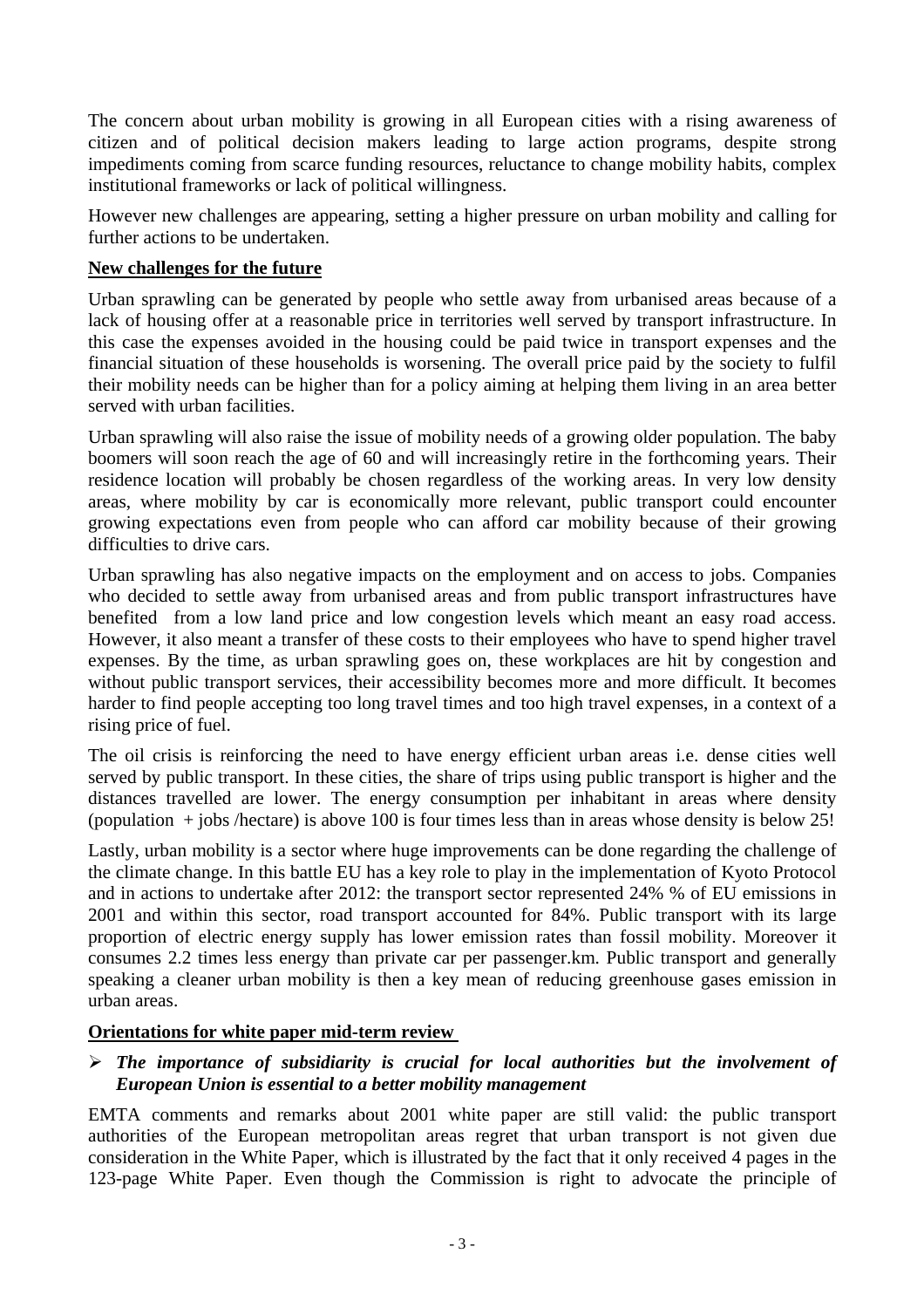The concern about urban mobility is growing in all European cities with a rising awareness of citizen and of political decision makers leading to large action programs, despite strong impediments coming from scarce funding resources, reluctance to change mobility habits, complex institutional frameworks or lack of political willingness.

However new challenges are appearing, setting a higher pressure on urban mobility and calling for further actions to be undertaken.

## New challenges for the future

Urban sprawling can be generated by people who settle away from urbanised areas because of a lack of housing offer at a reasonable price in territories well served by transport infrastructure. In this case the expenses avoided in the housing could be paid twice in transport expenses and the financial situation of these households is worsening. The overall price paid by the society to fulfil their mobility needs can be higher than for a policy aiming at helping them living in an area better served with urban facilities.

Urban sprawling will also raise the issue of mobility needs of a growing older population. The baby boomers will soon reach the age of 60 and will increasingly retire in the forthcoming years. Their residence location will probably be chosen regardless of the working areas. In very low density areas, where mobility by car is economically more relevant, public transport could encounter growing expectations even from people who can afford car mobility because of their growing difficulties to drive cars.

Urban sprawling has also negative impacts on the employment and on access to jobs. Companies who decided to settle away from urbanised areas and from public transport infrastructures have benefited from a low land price and low congestion levels which meant an easy road access. However, it also meant a transfer of these costs to their employees who have to spend higher travel expenses. By the time, as urban sprawling goes on, these workplaces are hit by congestion and without public transport services, their accessibility becomes more and more difficult. It becomes harder to find people accepting too long travel times and too high travel expenses, in a context of a rising price of fuel.

The oil crisis is reinforcing the need to have energy efficient urban areas i.e. dense cities well served by public transport. In these cities, the share of trips using public transport is higher and the distances travelled are lower. The energy consumption per inhabitant in areas where density (population + jobs /hectare) is above 100 is four times less than in areas whose density is below 25!

Lastly, urban mobility is a sector where huge improvements can be done regarding the challenge of the climate change. In this battle EU has a key role to play in the implementation of Kyoto Protocol and in actions to undertake after 2012: the transport sector represented 24% % of EU emissions in 2001 and within this sector, road transport accounted for 84%. Public transport with its large proportion of electric energy supply has lower emission rates than fossil mobility. Moreover it consumes 2.2 times less energy than private car per passenger.km. Public transport and generally speaking a cleaner urban mobility is then a key mean of reducing greenhouse gases emission in urban areas.

## Orientations for white paper mid-term review

- ***The importance of subsidiarity is crucial for local authorities but the involvement of European Union is essential to a better mobility management***

EMTA comments and remarks about 2001 white paper are still valid: the public transport authorities of the European metropolitan areas regret that urban transport is not given due consideration in the White Paper, which is illustrated by the fact that it only received 4 pages in the 123-page White Paper. Even though the Commission is right to advocate the principle of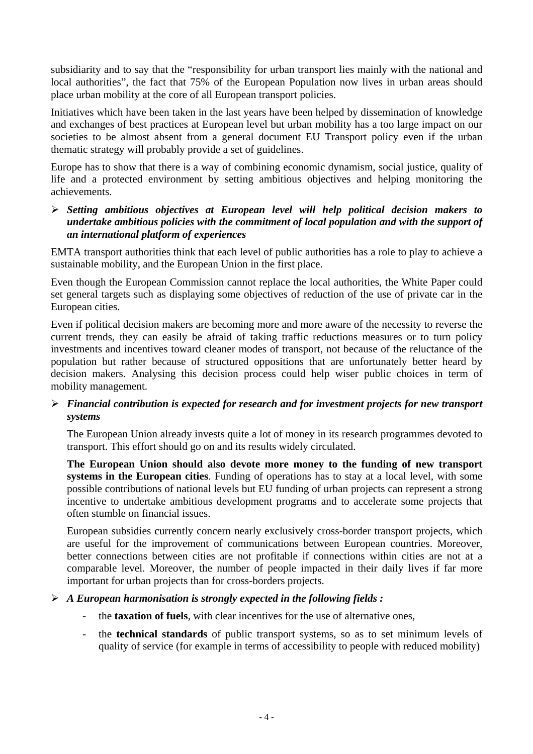subsidiarity and to say that the "responsibility for urban transport lies mainly with the national and local authorities", the fact that 75% of the European Population now lives in urban areas should place urban mobility at the core of all European transport policies.

Initiatives which have been taken in the last years have been helped by dissemination of knowledge and exchanges of best practices at European level but urban mobility has a too large impact on our societies to be almost absent from a general document EU Transport policy even if the urban thematic strategy will probably provide a set of guidelines.

Europe has to show that there is a way of combining economic dynamism, social justice, quality of life and a protected environment by setting ambitious objectives and helping monitoring the achievements.

- ***Setting ambitious objectives at European level will help political decision makers to undertake ambitious policies with the commitment of local population and with the support of an international platform of experiences***

EMTA transport authorities think that each level of public authorities has a role to play to achieve a sustainable mobility, and the European Union in the first place.

Even though the European Commission cannot replace the local authorities, the White Paper could set general targets such as displaying some objectives of reduction of the use of private car in the European cities.

Even if political decision makers are becoming more and more aware of the necessity to reverse the current trends, they can easily be afraid of taking traffic reductions measures or to turn policy investments and incentives toward cleaner modes of transport, not because of the reluctance of the population but rather because of structured oppositions that are unfortunately better heard by decision makers. Analysing this decision process could help wiser public choices in term of mobility management.

- ***Financial contribution is expected for research and for investment projects for new transport systems***

  The European Union already invests quite a lot of money in its research programmes devoted to transport. This effort should go on and its results widely circulated.

  **The European Union should also devote more money to the funding of new transport systems in the European cities**. Funding of operations has to stay at a local level, with some possible contributions of national levels but EU funding of urban projects can represent a strong incentive to undertake ambitious development programs and to accelerate some projects that often stumble on financial issues.

  European subsidies currently concern nearly exclusively cross-border transport projects, which are useful for the improvement of communications between European countries. Moreover, better connections between cities are not profitable if connections within cities are not at a comparable level. Moreover, the number of people impacted in their daily lives if far more important for urban projects than for cross-borders projects.

- ***A European harmonisation is strongly expected in the following fields :***
  - the **taxation of fuels**, with clear incentives for the use of alternative ones,
  - the **technical standards** of public transport systems, so as to set minimum levels of quality of service (for example in terms of accessibility to people with reduced mobility)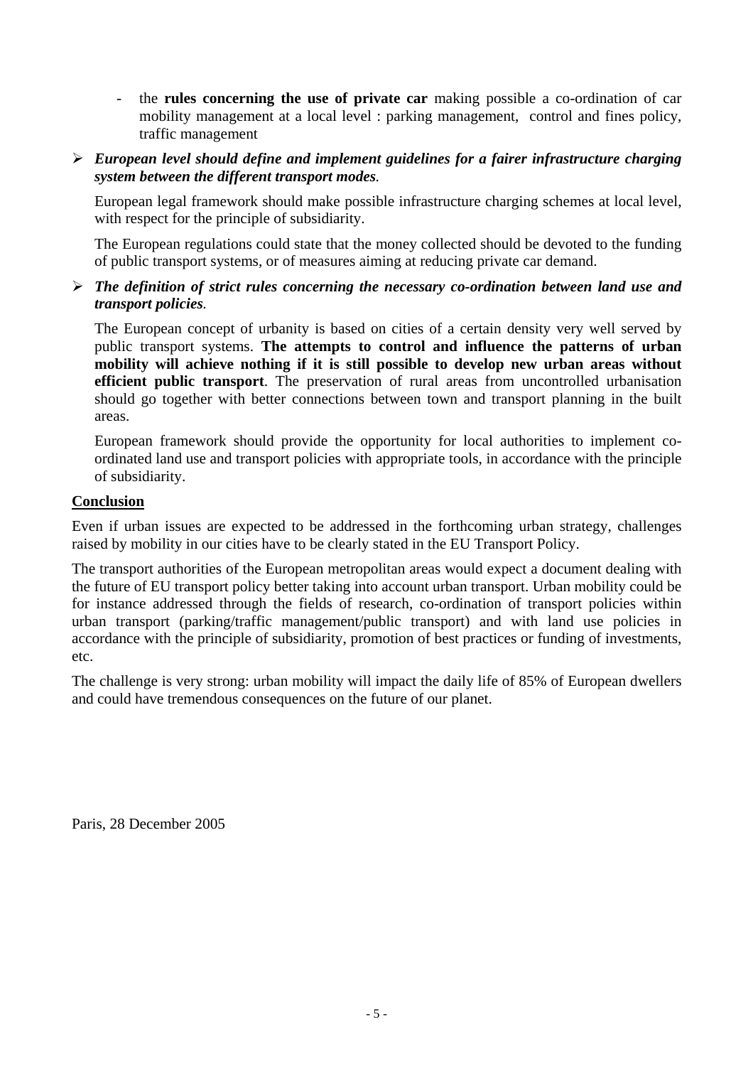- the **rules concerning the use of private car** making possible a co-ordination of car mobility management at a local level : parking management, control and fines policy, traffic management

- ***European level should define and implement guidelines for a fairer infrastructure charging system between the different transport modes***.

  European legal framework should make possible infrastructure charging schemes at local level, with respect for the principle of subsidiarity.

  The European regulations could state that the money collected should be devoted to the funding of public transport systems, or of measures aiming at reducing private car demand.

- ***The definition of strict rules concerning the necessary co-ordination between land use and transport policies***.

  The European concept of urbanity is based on cities of a certain density very well served by public transport systems. **The attempts to control and influence the patterns of urban mobility will achieve nothing if it is still possible to develop new urban areas without efficient public transport**. The preservation of rural areas from uncontrolled urbanisation should go together with better connections between town and transport planning in the built areas.

  European framework should provide the opportunity for local authorities to implement co-ordinated land use and transport policies with appropriate tools, in accordance with the principle of subsidiarity.

## Conclusion

Even if urban issues are expected to be addressed in the forthcoming urban strategy, challenges raised by mobility in our cities have to be clearly stated in the EU Transport Policy.

The transport authorities of the European metropolitan areas would expect a document dealing with the future of EU transport policy better taking into account urban transport. Urban mobility could be for instance addressed through the fields of research, co-ordination of transport policies within urban transport (parking/traffic management/public transport) and with land use policies in accordance with the principle of subsidiarity, promotion of best practices or funding of investments, etc.

The challenge is very strong: urban mobility will impact the daily life of 85% of European dwellers and could have tremendous consequences on the future of our planet.

Paris, 28 December 2005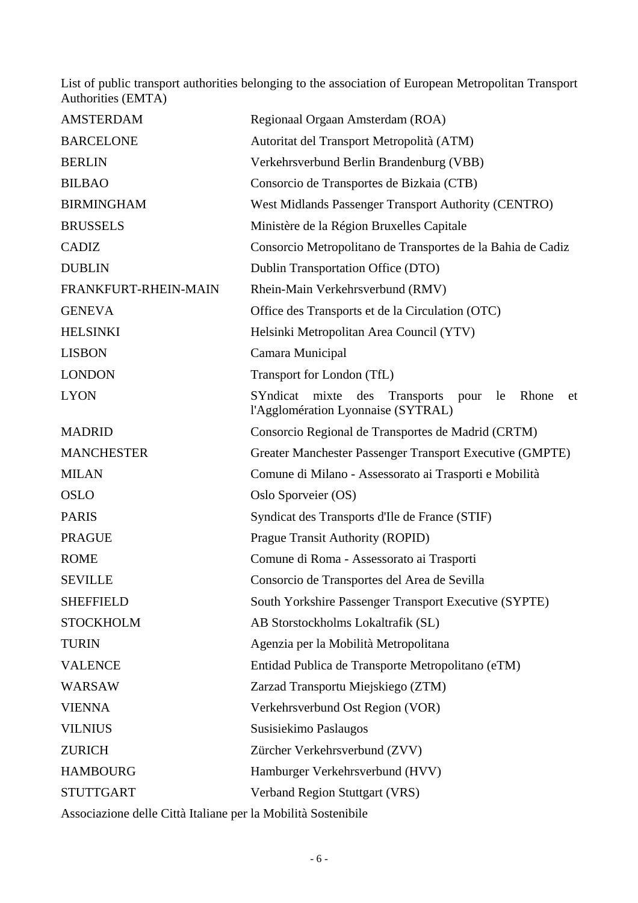List of public transport authorities belonging to the association of European Metropolitan Transport Authorities (EMTA)

| | |
|---|---|
| AMSTERDAM | Regionaal Orgaan Amsterdam (ROA) |
| BARCELONE | Autoritat del Transport Metropolità (ATM) |
| BERLIN | Verkehrsverbund Berlin Brandenburg (VBB) |
| BILBAO | Consorcio de Transportes de Bizkaia (CTB) |
| BIRMINGHAM | West Midlands Passenger Transport Authority (CENTRO) |
| BRUSSELS | Ministère de la Région Bruxelles Capitale |
| CADIZ | Consorcio Metropolitano de Transportes de la Bahia de Cadiz |
| DUBLIN | Dublin Transportation Office (DTO) |
| FRANKFURT-RHEIN-MAIN | Rhein-Main Verkehrsverbund (RMV) |
| GENEVA | Office des Transports et de la Circulation (OTC) |
| HELSINKI | Helsinki Metropolitan Area Council (YTV) |
| LISBON | Camara Municipal |
| LONDON | Transport for London (TfL) |
| LYON | SYndicat mixte des Transports pour le Rhone et l'Agglomération Lyonnaise (SYTRAL) |
| MADRID | Consorcio Regional de Transportes de Madrid (CRTM) |
| MANCHESTER | Greater Manchester Passenger Transport Executive (GMPTE) |
| MILAN | Comune di Milano - Assessorato ai Trasporti e Mobilità |
| OSLO | Oslo Sporveier (OS) |
| PARIS | Syndicat des Transports d'Ile de France (STIF) |
| PRAGUE | Prague Transit Authority (ROPID) |
| ROME | Comune di Roma - Assessorato ai Trasporti |
| SEVILLE | Consorcio de Transportes del Area de Sevilla |
| SHEFFIELD | South Yorkshire Passenger Transport Executive (SYPTE) |
| STOCKHOLM | AB Storstockholms Lokaltrafik (SL) |
| TURIN | Agenzia per la Mobilità Metropolitana |
| VALENCE | Entidad Publica de Transporte Metropolitano (eTM) |
| WARSAW | Zarzad Transportu Miejskiego (ZTM) |
| VIENNA | Verkehrsverbund Ost Region (VOR) |
| VILNIUS | Susisiekimo Paslaugos |
| ZURICH | Zürcher Verkehrsverbund (ZVV) |
| HAMBOURG | Hamburger Verkehrsverbund (HVV) |
| STUTTGART | Verband Region Stuttgart (VRS) |

Associazione delle Città Italiane per la Mobilità Sostenibile